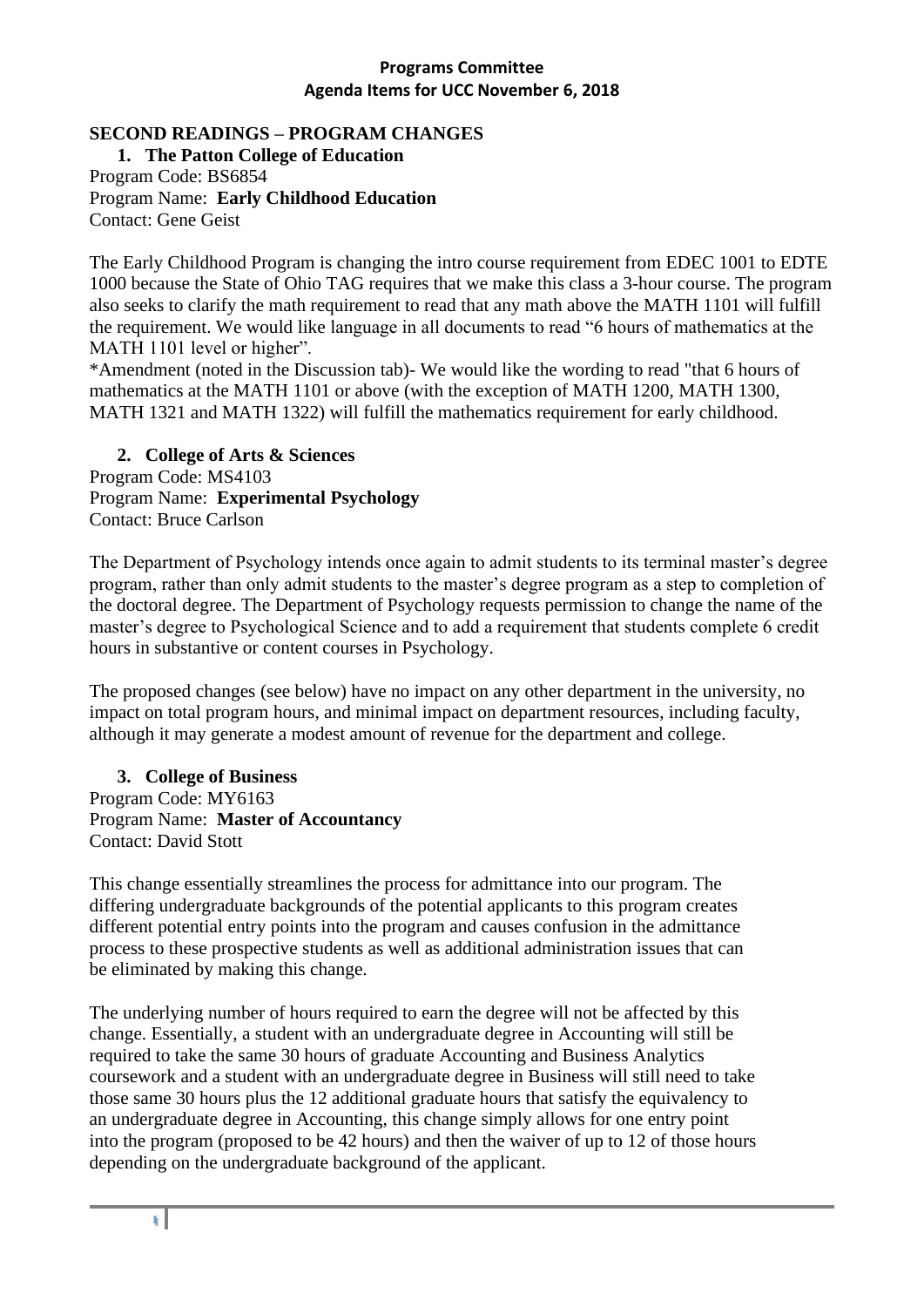**Programs Committee**
**Agenda Items for UCC November 6, 2018**

## SECOND READINGS – PROGRAM CHANGES

### 1. The Patton College of Education

Program Code: BS6854
Program Name: **Early Childhood Education**
Contact: Gene Geist

The Early Childhood Program is changing the intro course requirement from EDEC 1001 to EDTE 1000 because the State of Ohio TAG requires that we make this class a 3-hour course. The program also seeks to clarify the math requirement to read that any math above the MATH 1101 will fulfill the requirement. We would like language in all documents to read "6 hours of mathematics at the MATH 1101 level or higher".

*Amendment (noted in the Discussion tab)- We would like the wording to read "that 6 hours of mathematics at the MATH 1101 or above (with the exception of MATH 1200, MATH 1300, MATH 1321 and MATH 1322) will fulfill the mathematics requirement for early childhood.

### 2. College of Arts & Sciences

Program Code: MS4103
Program Name: **Experimental Psychology**
Contact: Bruce Carlson

The Department of Psychology intends once again to admit students to its terminal master's degree program, rather than only admit students to the master's degree program as a step to completion of the doctoral degree. The Department of Psychology requests permission to change the name of the master's degree to Psychological Science and to add a requirement that students complete 6 credit hours in substantive or content courses in Psychology.

The proposed changes (see below) have no impact on any other department in the university, no impact on total program hours, and minimal impact on department resources, including faculty, although it may generate a modest amount of revenue for the department and college.

### 3. College of Business

Program Code: MY6163
Program Name: **Master of Accountancy**
Contact: David Stott

This change essentially streamlines the process for admittance into our program. The differing undergraduate backgrounds of the potential applicants to this program creates different potential entry points into the program and causes confusion in the admittance process to these prospective students as well as additional administration issues that can be eliminated by making this change.

The underlying number of hours required to earn the degree will not be affected by this change. Essentially, a student with an undergraduate degree in Accounting will still be required to take the same 30 hours of graduate Accounting and Business Analytics coursework and a student with an undergraduate degree in Business will still need to take those same 30 hours plus the 12 additional graduate hours that satisfy the equivalency to an undergraduate degree in Accounting, this change simply allows for one entry point into the program (proposed to be 42 hours) and then the waiver of up to 12 of those hours depending on the undergraduate background of the applicant.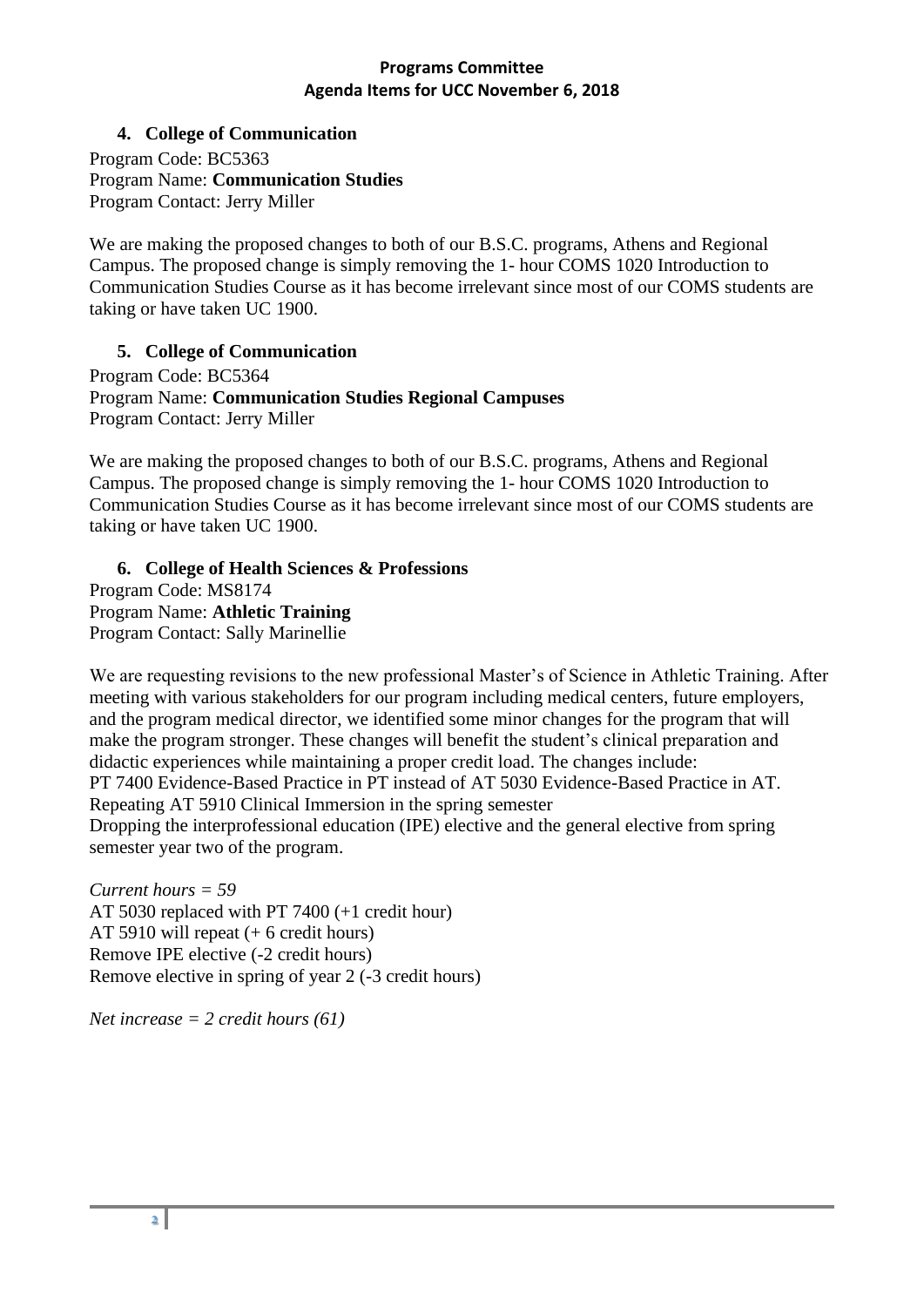**Programs Committee**
**Agenda Items for UCC November 6, 2018**

### 4. College of Communication

Program Code: BC5363
Program Name: **Communication Studies**
Program Contact: Jerry Miller

We are making the proposed changes to both of our B.S.C. programs, Athens and Regional Campus. The proposed change is simply removing the 1- hour COMS 1020 Introduction to Communication Studies Course as it has become irrelevant since most of our COMS students are taking or have taken UC 1900.

### 5. College of Communication

Program Code: BC5364
Program Name: **Communication Studies Regional Campuses**
Program Contact: Jerry Miller

We are making the proposed changes to both of our B.S.C. programs, Athens and Regional Campus. The proposed change is simply removing the 1- hour COMS 1020 Introduction to Communication Studies Course as it has become irrelevant since most of our COMS students are taking or have taken UC 1900.

### 6. College of Health Sciences & Professions

Program Code: MS8174
Program Name: **Athletic Training**
Program Contact: Sally Marinellie

We are requesting revisions to the new professional Master's of Science in Athletic Training. After meeting with various stakeholders for our program including medical centers, future employers, and the program medical director, we identified some minor changes for the program that will make the program stronger. These changes will benefit the student's clinical preparation and didactic experiences while maintaining a proper credit load. The changes include:
PT 7400 Evidence-Based Practice in PT instead of AT 5030 Evidence-Based Practice in AT.
Repeating AT 5910 Clinical Immersion in the spring semester
Dropping the interprofessional education (IPE) elective and the general elective from spring semester year two of the program.

*Current hours = 59*
AT 5030 replaced with PT 7400 (+1 credit hour)
AT 5910 will repeat (+ 6 credit hours)
Remove IPE elective (-2 credit hours)
Remove elective in spring of year 2 (-3 credit hours)

*Net increase = 2 credit hours (61)*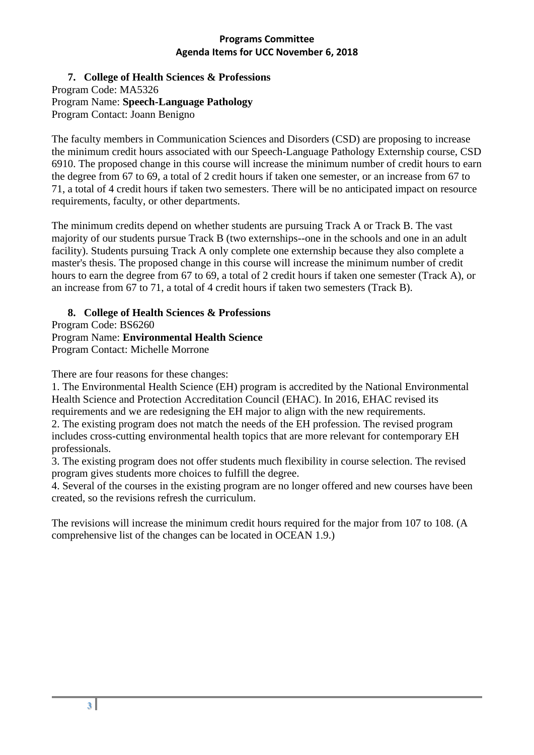**Programs Committee**
**Agenda Items for UCC November 6, 2018**

7. **College of Health Sciences & Professions**

Program Code: MA5326
Program Name: **Speech-Language Pathology**
Program Contact: Joann Benigno

The faculty members in Communication Sciences and Disorders (CSD) are proposing to increase the minimum credit hours associated with our Speech-Language Pathology Externship course, CSD 6910. The proposed change in this course will increase the minimum number of credit hours to earn the degree from 67 to 69, a total of 2 credit hours if taken one semester, or an increase from 67 to 71, a total of 4 credit hours if taken two semesters. There will be no anticipated impact on resource requirements, faculty, or other departments.

The minimum credits depend on whether students are pursuing Track A or Track B. The vast majority of our students pursue Track B (two externships--one in the schools and one in an adult facility). Students pursuing Track A only complete one externship because they also complete a master's thesis. The proposed change in this course will increase the minimum number of credit hours to earn the degree from 67 to 69, a total of 2 credit hours if taken one semester (Track A), or an increase from 67 to 71, a total of 4 credit hours if taken two semesters (Track B).

8. **College of Health Sciences & Professions**

Program Code: BS6260
Program Name: **Environmental Health Science**
Program Contact: Michelle Morrone

There are four reasons for these changes:

1. The Environmental Health Science (EH) program is accredited by the National Environmental Health Science and Protection Accreditation Council (EHAC). In 2016, EHAC revised its requirements and we are redesigning the EH major to align with the new requirements.
2. The existing program does not match the needs of the EH profession. The revised program includes cross-cutting environmental health topics that are more relevant for contemporary EH professionals.
3. The existing program does not offer students much flexibility in course selection. The revised program gives students more choices to fulfill the degree.
4. Several of the courses in the existing program are no longer offered and new courses have been created, so the revisions refresh the curriculum.

The revisions will increase the minimum credit hours required for the major from 107 to 108. (A comprehensive list of the changes can be located in OCEAN 1.9.)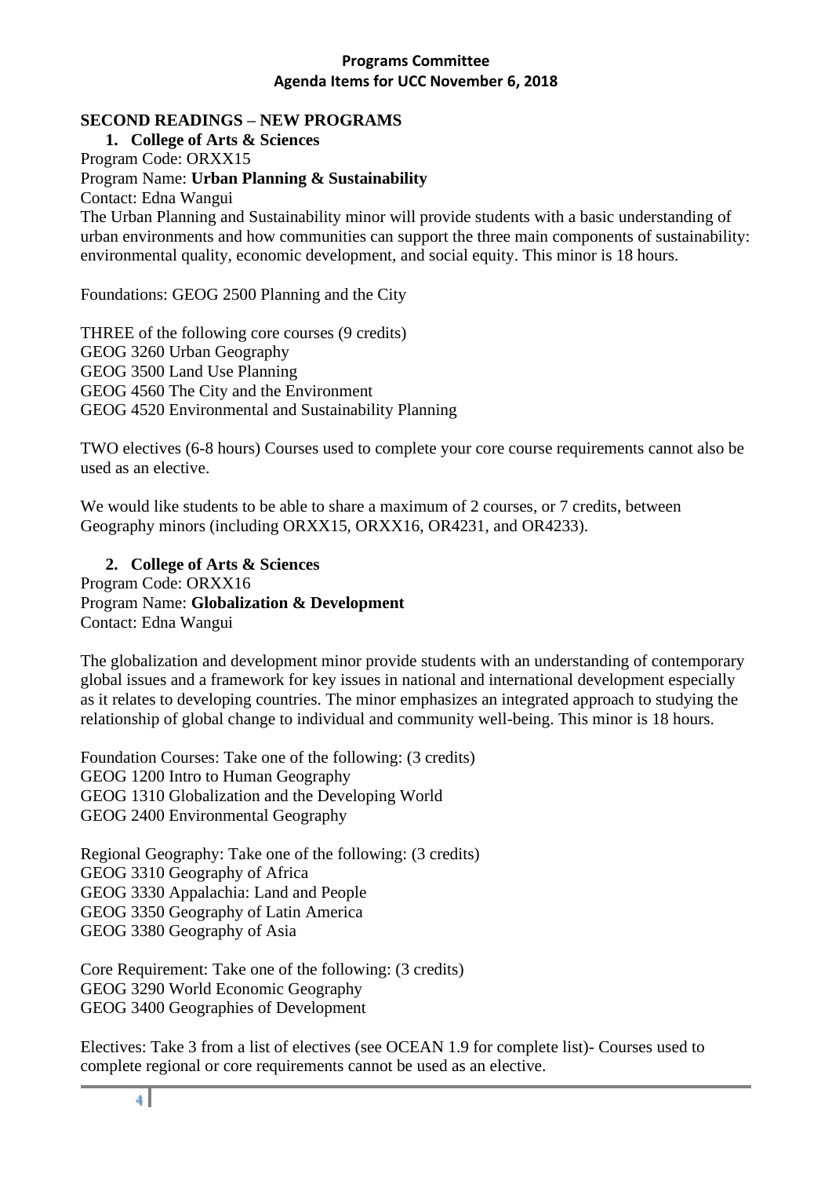**Programs Committee**
**Agenda Items for UCC November 6, 2018**

## SECOND READINGS – NEW PROGRAMS

### 1. College of Arts & Sciences

Program Code: ORXX15
Program Name: **Urban Planning & Sustainability**
Contact: Edna Wangui
The Urban Planning and Sustainability minor will provide students with a basic understanding of urban environments and how communities can support the three main components of sustainability: environmental quality, economic development, and social equity. This minor is 18 hours.

Foundations: GEOG 2500 Planning and the City

THREE of the following core courses (9 credits)
GEOG 3260 Urban Geography
GEOG 3500 Land Use Planning
GEOG 4560 The City and the Environment
GEOG 4520 Environmental and Sustainability Planning

TWO electives (6-8 hours) Courses used to complete your core course requirements cannot also be used as an elective.

We would like students to be able to share a maximum of 2 courses, or 7 credits, between Geography minors (including ORXX15, ORXX16, OR4231, and OR4233).

### 2. College of Arts & Sciences

Program Code: ORXX16
Program Name: **Globalization & Development**
Contact: Edna Wangui

The globalization and development minor provide students with an understanding of contemporary global issues and a framework for key issues in national and international development especially as it relates to developing countries. The minor emphasizes an integrated approach to studying the relationship of global change to individual and community well-being. This minor is 18 hours.

Foundation Courses: Take one of the following: (3 credits)
GEOG 1200 Intro to Human Geography
GEOG 1310 Globalization and the Developing World
GEOG 2400 Environmental Geography

Regional Geography: Take one of the following: (3 credits)
GEOG 3310 Geography of Africa
GEOG 3330 Appalachia: Land and People
GEOG 3350 Geography of Latin America
GEOG 3380 Geography of Asia

Core Requirement: Take one of the following: (3 credits)
GEOG 3290 World Economic Geography
GEOG 3400 Geographies of Development

Electives: Take 3 from a list of electives (see OCEAN 1.9 for complete list)- Courses used to complete regional or core requirements cannot be used as an elective.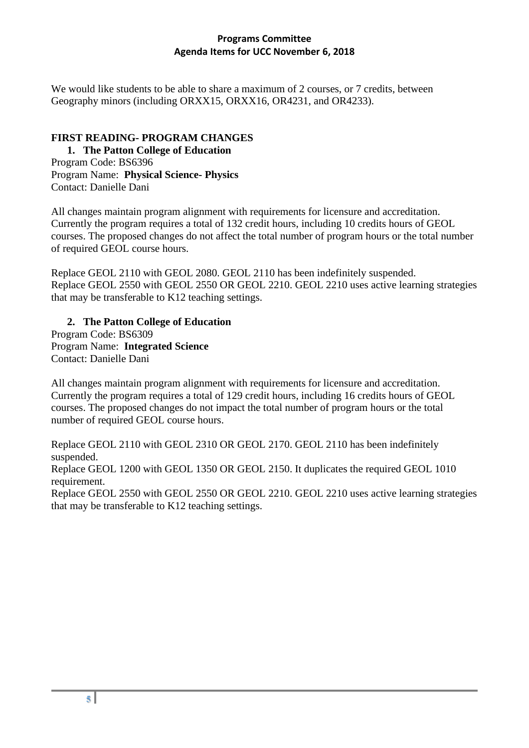We would like students to be able to share a maximum of 2 courses, or 7 credits, between Geography minors (including ORXX15, ORXX16, OR4231, and OR4233).

## FIRST READING- PROGRAM CHANGES

1. **The Patton College of Education**

Program Code: BS6396
Program Name: **Physical Science- Physics**
Contact: Danielle Dani

All changes maintain program alignment with requirements for licensure and accreditation. Currently the program requires a total of 132 credit hours, including 10 credits hours of GEOL courses. The proposed changes do not affect the total number of program hours or the total number of required GEOL course hours.

Replace GEOL 2110 with GEOL 2080. GEOL 2110 has been indefinitely suspended.
Replace GEOL 2550 with GEOL 2550 OR GEOL 2210. GEOL 2210 uses active learning strategies that may be transferable to K12 teaching settings.

2. **The Patton College of Education**

Program Code: BS6309
Program Name: **Integrated Science**
Contact: Danielle Dani

All changes maintain program alignment with requirements for licensure and accreditation. Currently the program requires a total of 129 credit hours, including 16 credits hours of GEOL courses. The proposed changes do not impact the total number of program hours or the total number of required GEOL course hours.

Replace GEOL 2110 with GEOL 2310 OR GEOL 2170. GEOL 2110 has been indefinitely suspended.
Replace GEOL 1200 with GEOL 1350 OR GEOL 2150. It duplicates the required GEOL 1010 requirement.
Replace GEOL 2550 with GEOL 2550 OR GEOL 2210. GEOL 2210 uses active learning strategies that may be transferable to K12 teaching settings.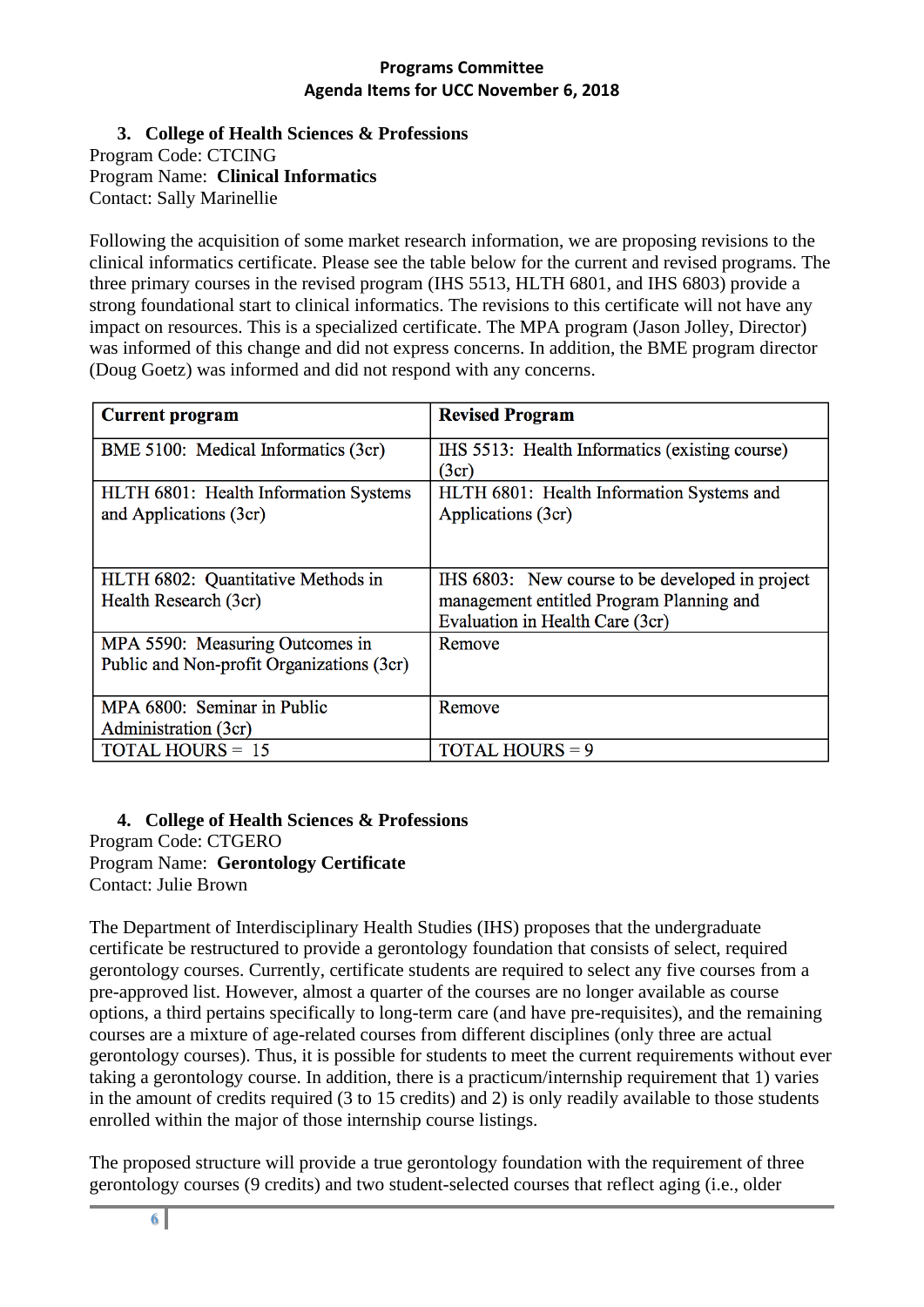**Programs Committee**
**Agenda Items for UCC November 6, 2018**

3. **College of Health Sciences & Professions**

Program Code: CTCING
Program Name: **Clinical Informatics**
Contact: Sally Marinellie

Following the acquisition of some market research information, we are proposing revisions to the clinical informatics certificate. Please see the table below for the current and revised programs. The three primary courses in the revised program (IHS 5513, HLTH 6801, and IHS 6803) provide a strong foundational start to clinical informatics. The revisions to this certificate will not have any impact on resources. This is a specialized certificate. The MPA program (Jason Jolley, Director) was informed of this change and did not express concerns. In addition, the BME program director (Doug Goetz) was informed and did not respond with any concerns.

| Current program | Revised Program |
|---|---|
| BME 5100: Medical Informatics (3cr) | IHS 5513: Health Informatics (existing course) (3cr) |
| HLTH 6801: Health Information Systems and Applications (3cr) | HLTH 6801: Health Information Systems and Applications (3cr) |
| HLTH 6802: Quantitative Methods in Health Research (3cr) | IHS 6803: New course to be developed in project management entitled Program Planning and Evaluation in Health Care (3cr) |
| MPA 5590: Measuring Outcomes in Public and Non-profit Organizations (3cr) | Remove |
| MPA 6800: Seminar in Public Administration (3cr) | Remove |
| TOTAL HOURS = 15 | TOTAL HOURS = 9 |

4. **College of Health Sciences & Professions**

Program Code: CTGERO
Program Name: **Gerontology Certificate**
Contact: Julie Brown

The Department of Interdisciplinary Health Studies (IHS) proposes that the undergraduate certificate be restructured to provide a gerontology foundation that consists of select, required gerontology courses. Currently, certificate students are required to select any five courses from a pre-approved list. However, almost a quarter of the courses are no longer available as course options, a third pertains specifically to long-term care (and have pre-requisites), and the remaining courses are a mixture of age-related courses from different disciplines (only three are actual gerontology courses). Thus, it is possible for students to meet the current requirements without ever taking a gerontology course. In addition, there is a practicum/internship requirement that 1) varies in the amount of credits required (3 to 15 credits) and 2) is only readily available to those students enrolled within the major of those internship course listings.

The proposed structure will provide a true gerontology foundation with the requirement of three gerontology courses (9 credits) and two student-selected courses that reflect aging (i.e., older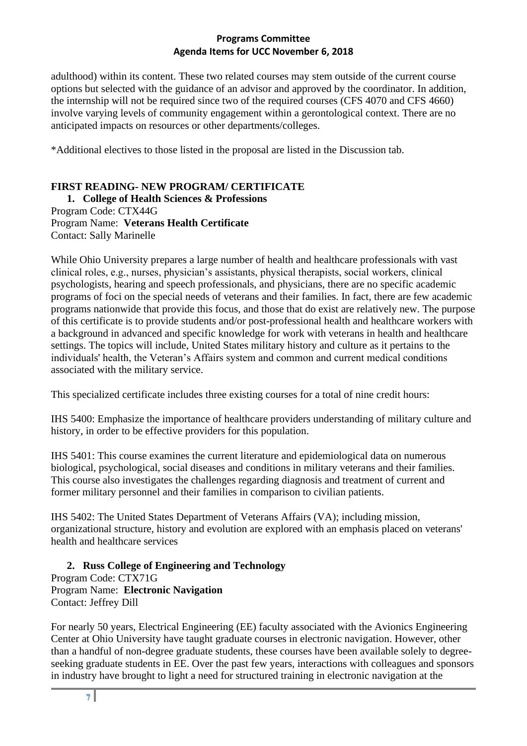adulthood) within its content. These two related courses may stem outside of the current course options but selected with the guidance of an advisor and approved by the coordinator. In addition, the internship will not be required since two of the required courses (CFS 4070 and CFS 4660) involve varying levels of community engagement within a gerontological context. There are no anticipated impacts on resources or other departments/colleges.

*Additional electives to those listed in the proposal are listed in the Discussion tab.

## FIRST READING- NEW PROGRAM/ CERTIFICATE

**1. College of Health Sciences & Professions**

Program Code: CTX44G
Program Name: **Veterans Health Certificate**
Contact: Sally Marinelle

While Ohio University prepares a large number of health and healthcare professionals with vast clinical roles, e.g., nurses, physician's assistants, physical therapists, social workers, clinical psychologists, hearing and speech professionals, and physicians, there are no specific academic programs of foci on the special needs of veterans and their families. In fact, there are few academic programs nationwide that provide this focus, and those that do exist are relatively new. The purpose of this certificate is to provide students and/or post-professional health and healthcare workers with a background in advanced and specific knowledge for work with veterans in health and healthcare settings. The topics will include, United States military history and culture as it pertains to the individuals' health, the Veteran's Affairs system and common and current medical conditions associated with the military service.

This specialized certificate includes three existing courses for a total of nine credit hours:

IHS 5400: Emphasize the importance of healthcare providers understanding of military culture and history, in order to be effective providers for this population.

IHS 5401: This course examines the current literature and epidemiological data on numerous biological, psychological, social diseases and conditions in military veterans and their families. This course also investigates the challenges regarding diagnosis and treatment of current and former military personnel and their families in comparison to civilian patients.

IHS 5402: The United States Department of Veterans Affairs (VA); including mission, organizational structure, history and evolution are explored with an emphasis placed on veterans' health and healthcare services

**2. Russ College of Engineering and Technology**

Program Code: CTX71G
Program Name: **Electronic Navigation**
Contact: Jeffrey Dill

For nearly 50 years, Electrical Engineering (EE) faculty associated with the Avionics Engineering Center at Ohio University have taught graduate courses in electronic navigation. However, other than a handful of non-degree graduate students, these courses have been available solely to degree-seeking graduate students in EE. Over the past few years, interactions with colleagues and sponsors in industry have brought to light a need for structured training in electronic navigation at the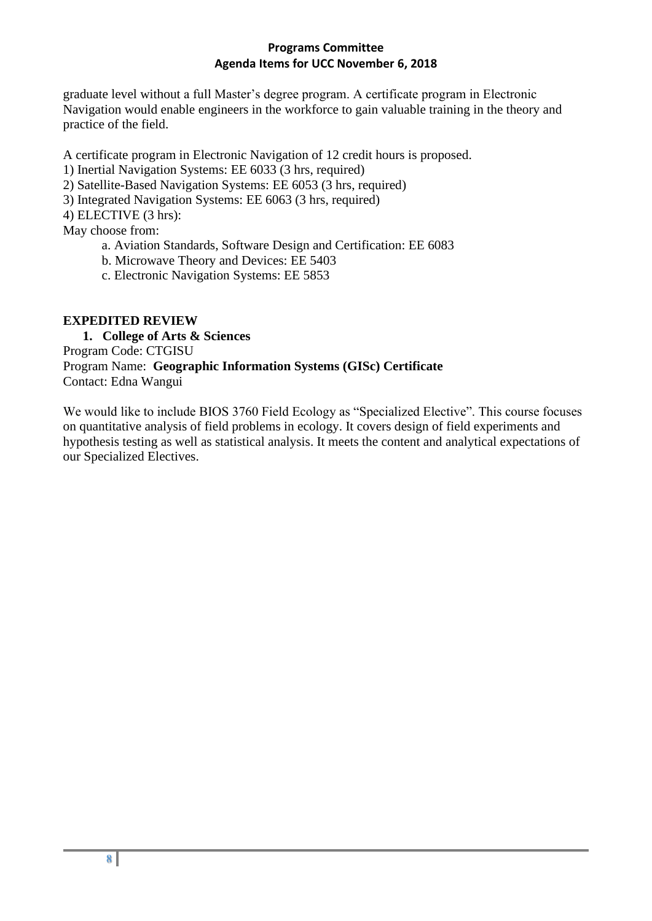graduate level without a full Master's degree program. A certificate program in Electronic Navigation would enable engineers in the workforce to gain valuable training in the theory and practice of the field.

A certificate program in Electronic Navigation of 12 credit hours is proposed.

1) Inertial Navigation Systems: EE 6033 (3 hrs, required)
2) Satellite-Based Navigation Systems: EE 6053 (3 hrs, required)
3) Integrated Navigation Systems: EE 6063 (3 hrs, required)
4) ELECTIVE (3 hrs):

May choose from:

- a. Aviation Standards, Software Design and Certification: EE 6083
- b. Microwave Theory and Devices: EE 5403
- c. Electronic Navigation Systems: EE 5853

## EXPEDITED REVIEW

**1. College of Arts & Sciences**

Program Code: CTGISU

Program Name: **Geographic Information Systems (GISc) Certificate**

Contact: Edna Wangui

We would like to include BIOS 3760 Field Ecology as "Specialized Elective". This course focuses on quantitative analysis of field problems in ecology. It covers design of field experiments and hypothesis testing as well as statistical analysis. It meets the content and analytical expectations of our Specialized Electives.